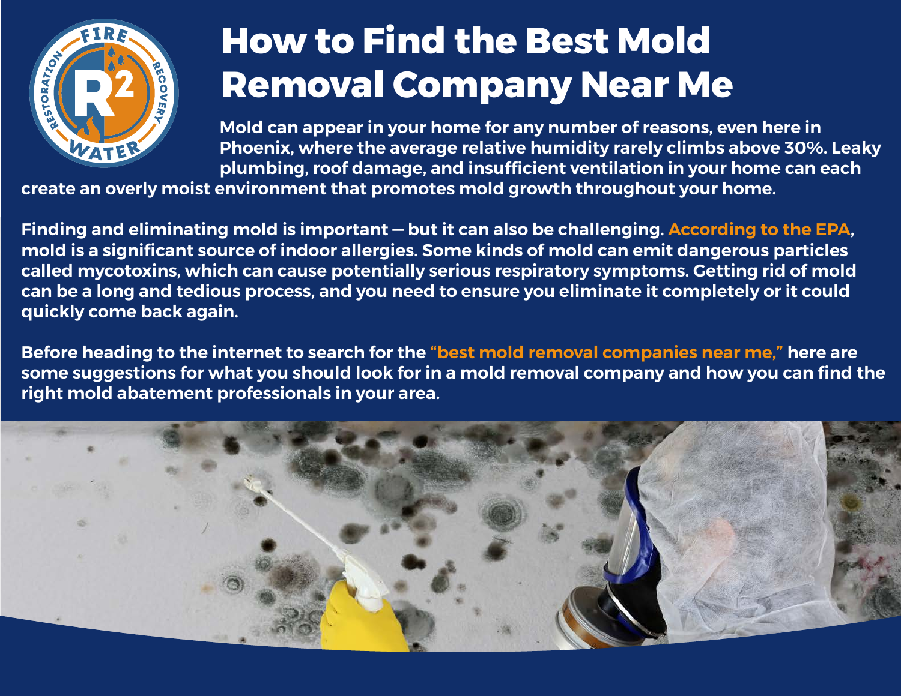# How to Find the Best Mold Removal Company Near Me

**Mold can appear in your home for any number of reasons, even here in Phoenix, where the average relative humidity rarely climbs above 30%. Leaky plumbing, roof damage, and insufficient ventilation in your home can each create an overly moist environment that promotes mold growth throughout your home.**

**Finding and eliminating mold is important — but it can also be challenging. According to the EPA, mold is a significant source of indoor allergies. Some kinds of mold can emit dangerous particles called mycotoxins, which can cause potentially serious respiratory symptoms. Getting rid of mold can be a long and tedious process, and you need to ensure you eliminate it completely or it could quickly come back again.**

**Before heading to the internet to search for the "best mold removal companies near me," here are some suggestions for what you should look for in a mold removal company and how you can find the right mold abatement professionals in your area.**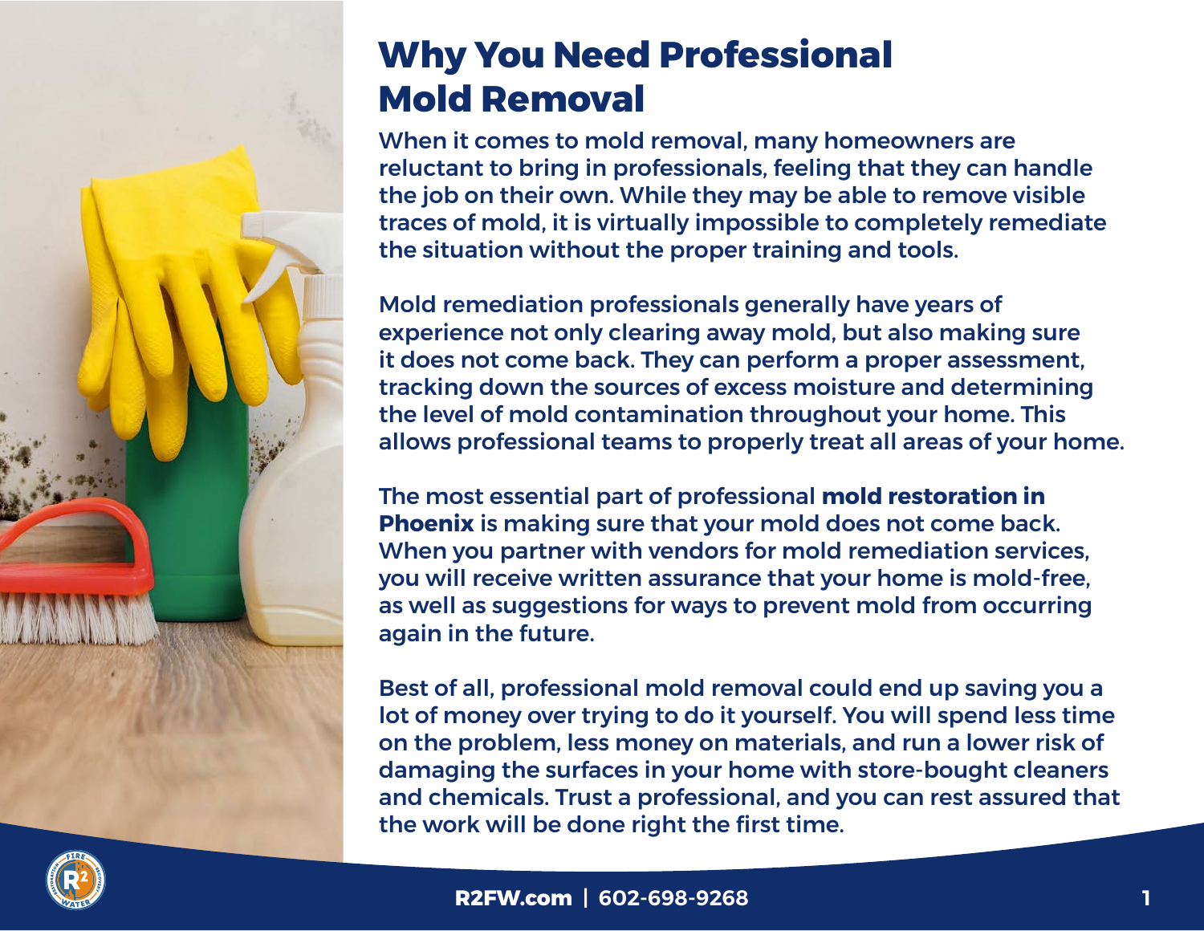# Why You Need Professional Mold Removal

When it comes to mold removal, many homeowners are reluctant to bring in professionals, feeling that they can handle the job on their own. While they may be able to remove visible traces of mold, it is virtually impossible to completely remediate the situation without the proper training and tools.

Mold remediation professionals generally have years of experience not only clearing away mold, but also making sure it does not come back. They can perform a proper assessment, tracking down the sources of excess moisture and determining the level of mold contamination throughout your home. This allows professional teams to properly treat all areas of your home.

The most essential part of professional **mold restoration in Phoenix** is making sure that your mold does not come back. When you partner with vendors for mold remediation services, you will receive written assurance that your home is mold-free, as well as suggestions for ways to prevent mold from occurring again in the future.

Best of all, professional mold removal could end up saving you a lot of money over trying to do it yourself. You will spend less time on the problem, less money on materials, and run a lower risk of damaging the surfaces in your home with store-bought cleaners and chemicals. Trust a professional, and you can rest assured that the work will be done right the first time.

**R2FW.com | 602-698-9268**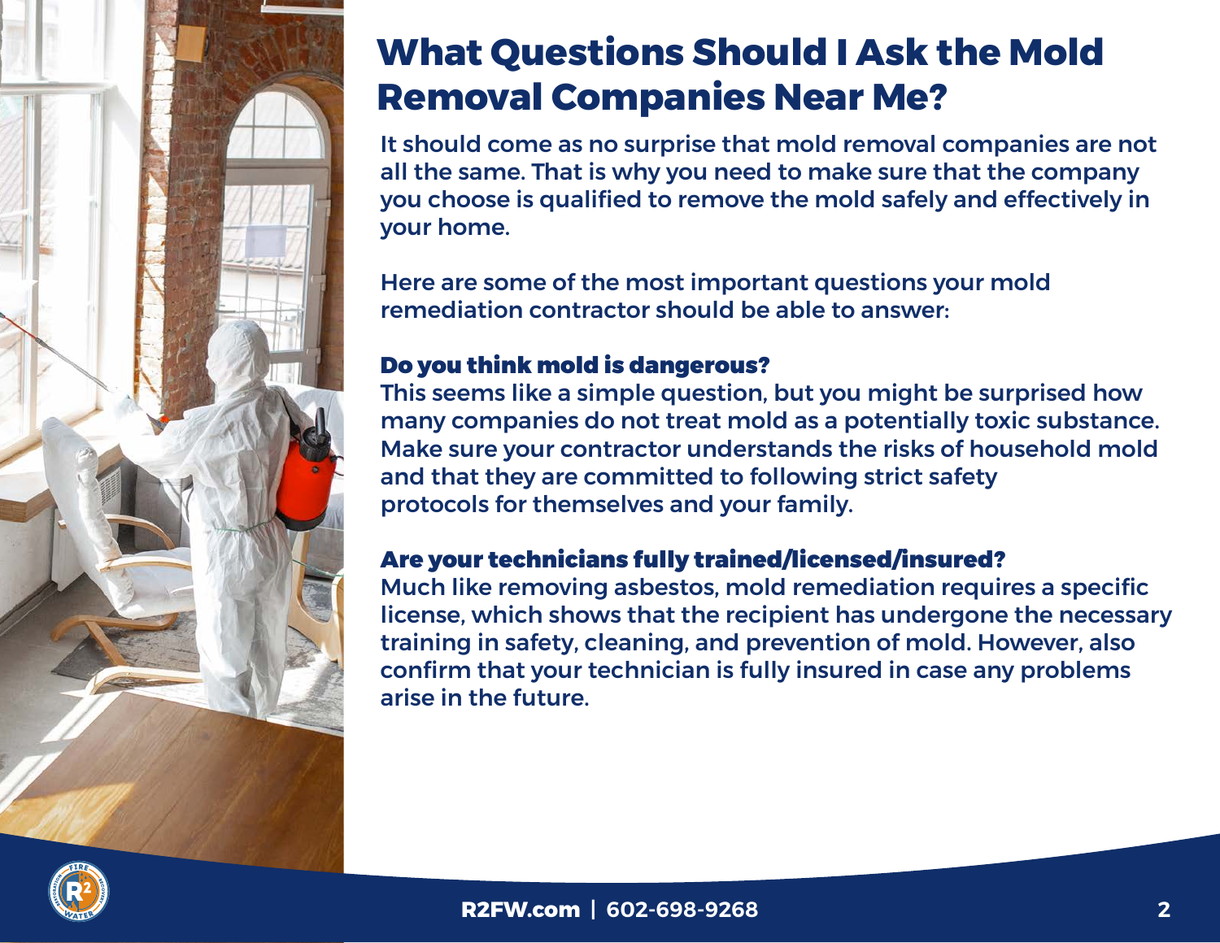# What Questions Should I Ask the Mold Removal Companies Near Me?

It should come as no surprise that mold removal companies are not all the same. That is why you need to make sure that the company you choose is qualified to remove the mold safely and effectively in your home.

Here are some of the most important questions your mold remediation contractor should be able to answer:

### Do you think mold is dangerous?

This seems like a simple question, but you might be surprised how many companies do not treat mold as a potentially toxic substance. Make sure your contractor understands the risks of household mold and that they are committed to following strict safety protocols for themselves and your family.

### Are your technicians fully trained/licensed/insured?

Much like removing asbestos, mold remediation requires a specific license, which shows that the recipient has undergone the necessary training in safety, cleaning, and prevention of mold. However, also confirm that your technician is fully insured in case any problems arise in the future.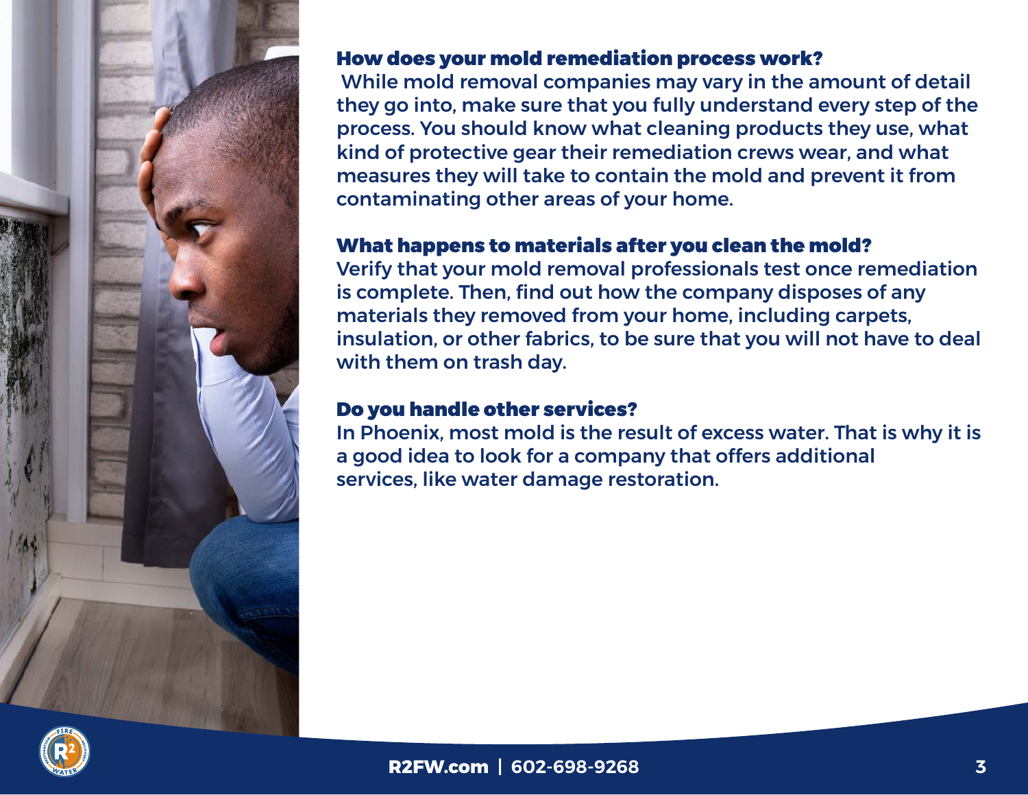### How does your mold remediation process work?

While mold removal companies may vary in the amount of detail they go into, make sure that you fully understand every step of the process. You should know what cleaning products they use, what kind of protective gear their remediation crews wear, and what measures they will take to contain the mold and prevent it from contaminating other areas of your home.

### What happens to materials after you clean the mold?

Verify that your mold removal professionals test once remediation is complete. Then, find out how the company disposes of any materials they removed from your home, including carpets, insulation, or other fabrics, to be sure that you will not have to deal with them on trash day.

### Do you handle other services?

In Phoenix, most mold is the result of excess water. That is why it is a good idea to look for a company that offers additional services, like water damage restoration.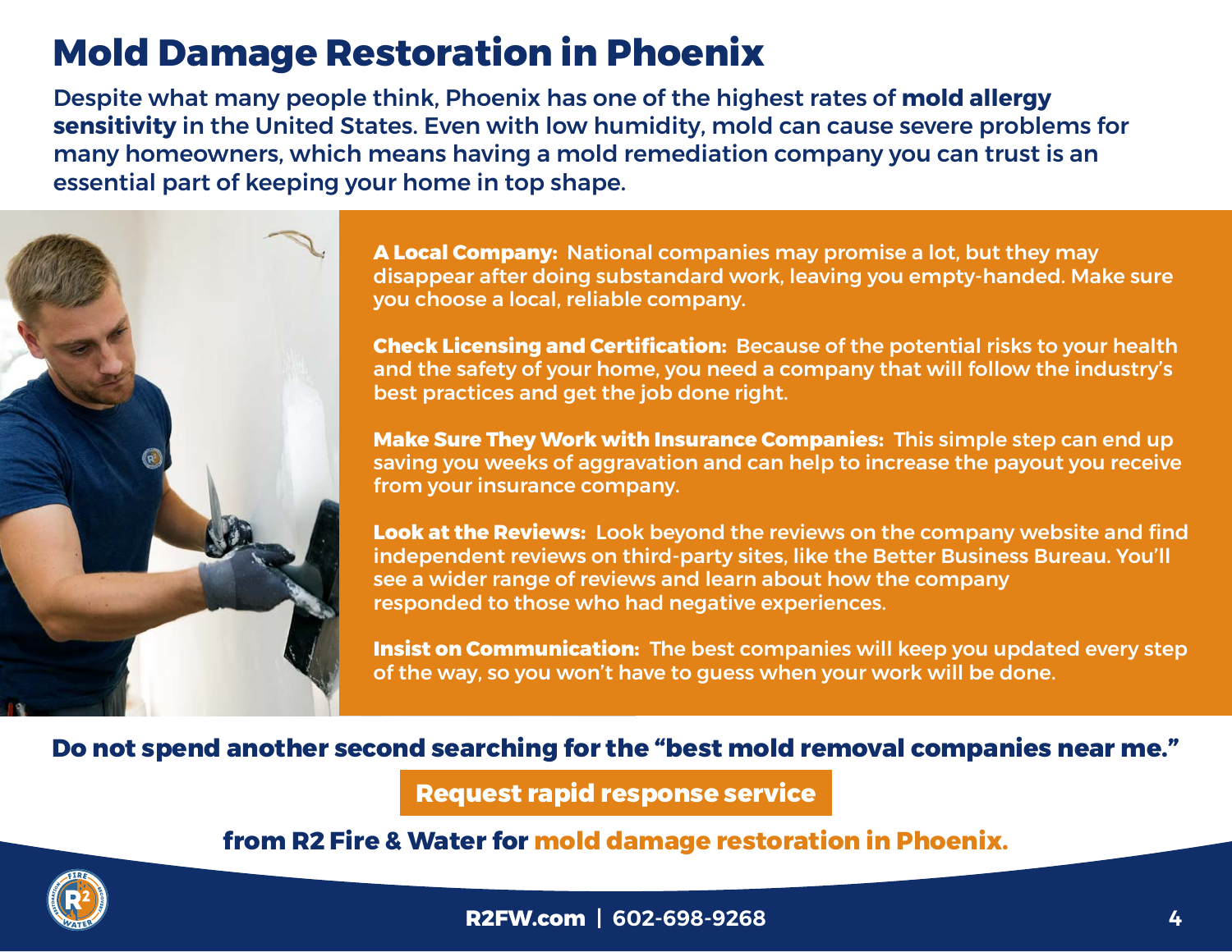# Mold Damage Restoration in Phoenix

Despite what many people think, Phoenix has one of the highest rates of **mold allergy sensitivity** in the United States. Even with low humidity, mold can cause severe problems for many homeowners, which means having a mold remediation company you can trust is an essential part of keeping your home in top shape.

**A Local Company:** National companies may promise a lot, but they may disappear after doing substandard work, leaving you empty-handed. Make sure you choose a local, reliable company.

**Check Licensing and Certification:** Because of the potential risks to your health and the safety of your home, you need a company that will follow the industry's best practices and get the job done right.

**Make Sure They Work with Insurance Companies:** This simple step can end up saving you weeks of aggravation and can help to increase the payout you receive from your insurance company.

**Look at the Reviews:** Look beyond the reviews on the company website and find independent reviews on third-party sites, like the Better Business Bureau. You'll see a wider range of reviews and learn about how the company responded to those who had negative experiences.

**Insist on Communication:** The best companies will keep you updated every step of the way, so you won't have to guess when your work will be done.

**Do not spend another second searching for the "best mold removal companies near me."**

**Request rapid response service**

**from R2 Fire & Water for mold damage restoration in Phoenix.**

**R2FW.com | 602-698-9268**